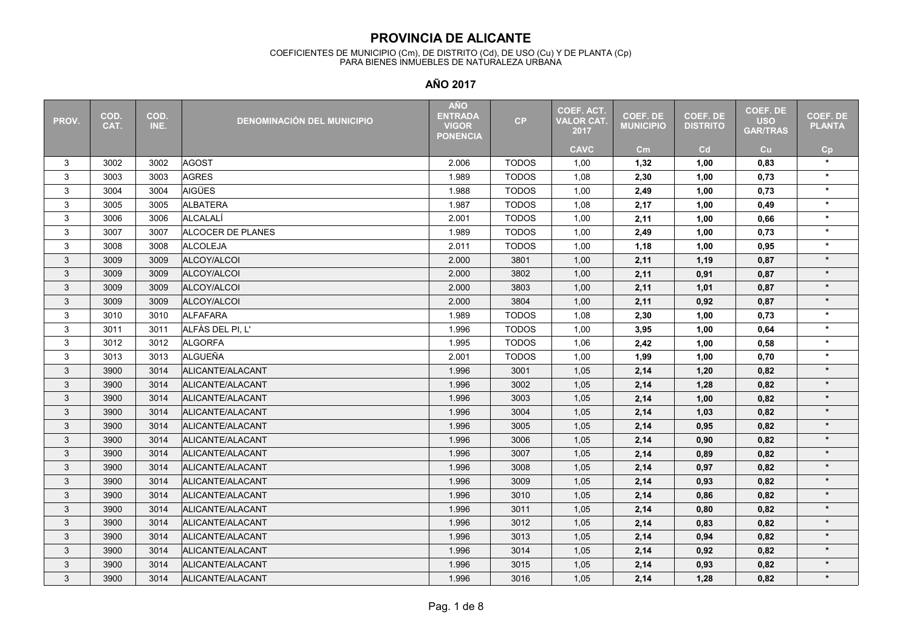# PROVINCIA DE ALICANTE

COEFICIENTES DE MUNICIPIO (Cm), DE DISTRITO (Cd), DE USO (Cu) Y DE PLANTA (Cp)
PARA BIENES INMUEBLES DE NATURALEZA URBANA

## AÑO 2017

| PROV. | COD. CAT. | COD. INE. | DENOMINACIÓN DEL MUNICIPIO | AÑO ENTRADA VIGOR PONENCIA | CP | COEF. ACT. VALOR CAT. 2017 | COEF. DE MUNICIPIO | COEF. DE DISTRITO | COEF. DE USO GAR/TRAS | COEF. DE PLANTA |
|---|---|---|---|---|---|---|---|---|---|---|
| | | | | | | CAVC | Cm | Cd | Cu | Cp |
| 3 | 3002 | 3002 | AGOST | 2.006 | TODOS | 1,00 | **1,32** | **1,00** | **0,83** | * |
| 3 | 3003 | 3003 | AGRES | 1.989 | TODOS | 1,08 | **2,30** | **1,00** | **0,73** | * |
| 3 | 3004 | 3004 | AIGÜES | 1.988 | TODOS | 1,00 | **2,49** | **1,00** | **0,73** | * |
| 3 | 3005 | 3005 | ALBATERA | 1.987 | TODOS | 1,08 | **2,17** | **1,00** | **0,49** | * |
| 3 | 3006 | 3006 | ALCALALÍ | 2.001 | TODOS | 1,00 | **2,11** | **1,00** | **0,66** | * |
| 3 | 3007 | 3007 | ALCOCER DE PLANES | 1.989 | TODOS | 1,00 | **2,49** | **1,00** | **0,73** | * |
| 3 | 3008 | 3008 | ALCOLEJA | 2.011 | TODOS | 1,00 | **1,18** | **1,00** | **0,95** | * |
| 3 | 3009 | 3009 | ALCOY/ALCOI | 2.000 | 3801 | 1,00 | **2,11** | **1,19** | **0,87** | * |
| 3 | 3009 | 3009 | ALCOY/ALCOI | 2.000 | 3802 | 1,00 | **2,11** | **0,91** | **0,87** | * |
| 3 | 3009 | 3009 | ALCOY/ALCOI | 2.000 | 3803 | 1,00 | **2,11** | **1,01** | **0,87** | * |
| 3 | 3009 | 3009 | ALCOY/ALCOI | 2.000 | 3804 | 1,00 | **2,11** | **0,92** | **0,87** | * |
| 3 | 3010 | 3010 | ALFAFARA | 1.989 | TODOS | 1,08 | **2,30** | **1,00** | **0,73** | * |
| 3 | 3011 | 3011 | ALFÀS DEL PI, L' | 1.996 | TODOS | 1,00 | **3,95** | **1,00** | **0,64** | * |
| 3 | 3012 | 3012 | ALGORFA | 1.995 | TODOS | 1,06 | **2,42** | **1,00** | **0,58** | * |
| 3 | 3013 | 3013 | ALGUEÑA | 2.001 | TODOS | 1,00 | **1,99** | **1,00** | **0,70** | * |
| 3 | 3900 | 3014 | ALICANTE/ALACANT | 1.996 | 3001 | 1,05 | **2,14** | **1,20** | **0,82** | * |
| 3 | 3900 | 3014 | ALICANTE/ALACANT | 1.996 | 3002 | 1,05 | **2,14** | **1,28** | **0,82** | * |
| 3 | 3900 | 3014 | ALICANTE/ALACANT | 1.996 | 3003 | 1,05 | **2,14** | **1,00** | **0,82** | * |
| 3 | 3900 | 3014 | ALICANTE/ALACANT | 1.996 | 3004 | 1,05 | **2,14** | **1,03** | **0,82** | * |
| 3 | 3900 | 3014 | ALICANTE/ALACANT | 1.996 | 3005 | 1,05 | **2,14** | **0,95** | **0,82** | * |
| 3 | 3900 | 3014 | ALICANTE/ALACANT | 1.996 | 3006 | 1,05 | **2,14** | **0,90** | **0,82** | * |
| 3 | 3900 | 3014 | ALICANTE/ALACANT | 1.996 | 3007 | 1,05 | **2,14** | **0,89** | **0,82** | * |
| 3 | 3900 | 3014 | ALICANTE/ALACANT | 1.996 | 3008 | 1,05 | **2,14** | **0,97** | **0,82** | * |
| 3 | 3900 | 3014 | ALICANTE/ALACANT | 1.996 | 3009 | 1,05 | **2,14** | **0,93** | **0,82** | * |
| 3 | 3900 | 3014 | ALICANTE/ALACANT | 1.996 | 3010 | 1,05 | **2,14** | **0,86** | **0,82** | * |
| 3 | 3900 | 3014 | ALICANTE/ALACANT | 1.996 | 3011 | 1,05 | **2,14** | **0,80** | **0,82** | * |
| 3 | 3900 | 3014 | ALICANTE/ALACANT | 1.996 | 3012 | 1,05 | **2,14** | **0,83** | **0,82** | * |
| 3 | 3900 | 3014 | ALICANTE/ALACANT | 1.996 | 3013 | 1,05 | **2,14** | **0,94** | **0,82** | * |
| 3 | 3900 | 3014 | ALICANTE/ALACANT | 1.996 | 3014 | 1,05 | **2,14** | **0,92** | **0,82** | * |
| 3 | 3900 | 3014 | ALICANTE/ALACANT | 1.996 | 3015 | 1,05 | **2,14** | **0,93** | **0,82** | * |
| 3 | 3900 | 3014 | ALICANTE/ALACANT | 1.996 | 3016 | 1,05 | **2,14** | **1,28** | **0,82** | * |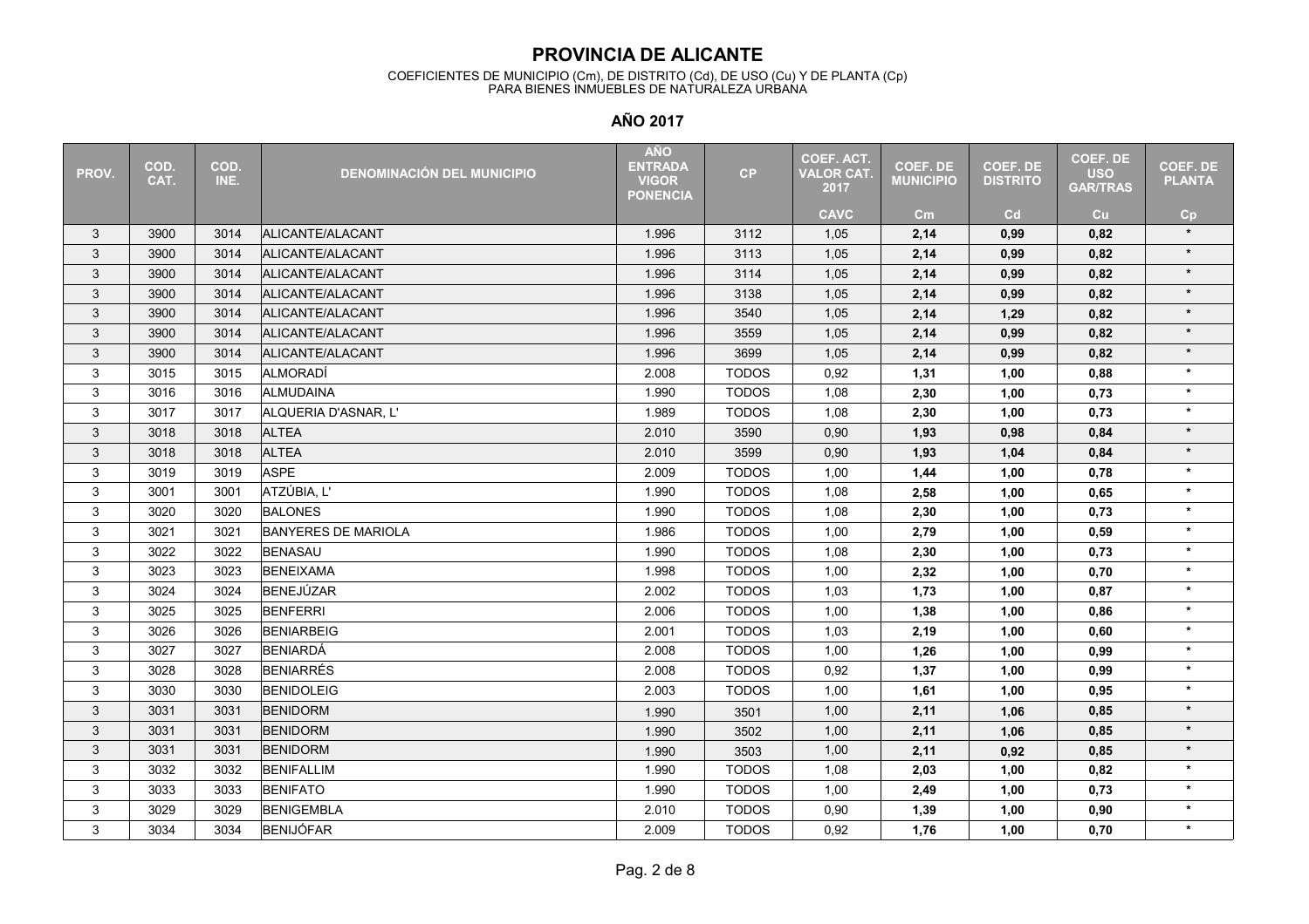# PROVINCIA DE ALICANTE

COEFICIENTES DE MUNICIPIO (Cm), DE DISTRITO (Cd), DE USO (Cu) Y DE PLANTA (Cp)
PARA BIENES INMUEBLES DE NATURALEZA URBANA

## AÑO 2017

| PROV. | COD. CAT. | COD. INE. | DENOMINACIÓN DEL MUNICIPIO | AÑO ENTRADA VIGOR PONENCIA | CP | COEF. ACT. VALOR CAT. 2017 | COEF. DE MUNICIPIO | COEF. DE DISTRITO | COEF. DE USO GAR/TRAS | COEF. DE PLANTA |
|---|---|---|---|---|---|---|---|---|---|---|
| | | | | | | CAVC | Cm | Cd | Cu | Cp |
| 3 | 3900 | 3014 | ALICANTE/ALACANT | 1.996 | 3112 | 1,05 | **2,14** | **0,99** | **0,82** | * |
| 3 | 3900 | 3014 | ALICANTE/ALACANT | 1.996 | 3113 | 1,05 | **2,14** | **0,99** | **0,82** | * |
| 3 | 3900 | 3014 | ALICANTE/ALACANT | 1.996 | 3114 | 1,05 | **2,14** | **0,99** | **0,82** | * |
| 3 | 3900 | 3014 | ALICANTE/ALACANT | 1.996 | 3138 | 1,05 | **2,14** | **0,99** | **0,82** | * |
| 3 | 3900 | 3014 | ALICANTE/ALACANT | 1.996 | 3540 | 1,05 | **2,14** | **1,29** | **0,82** | * |
| 3 | 3900 | 3014 | ALICANTE/ALACANT | 1.996 | 3559 | 1,05 | **2,14** | **0,99** | **0,82** | * |
| 3 | 3900 | 3014 | ALICANTE/ALACANT | 1.996 | 3699 | 1,05 | **2,14** | **0,99** | **0,82** | * |
| 3 | 3015 | 3015 | ALMORADÍ | 2.008 | TODOS | 0,92 | **1,31** | **1,00** | **0,88** | * |
| 3 | 3016 | 3016 | ALMUDAINA | 1.990 | TODOS | 1,08 | **2,30** | **1,00** | **0,73** | * |
| 3 | 3017 | 3017 | ALQUERIA D'ASNAR, L' | 1.989 | TODOS | 1,08 | **2,30** | **1,00** | **0,73** | * |
| 3 | 3018 | 3018 | ALTEA | 2.010 | 3590 | 0,90 | **1,93** | **0,98** | **0,84** | * |
| 3 | 3018 | 3018 | ALTEA | 2.010 | 3599 | 0,90 | **1,93** | **1,04** | **0,84** | * |
| 3 | 3019 | 3019 | ASPE | 2.009 | TODOS | 1,00 | **1,44** | **1,00** | **0,78** | * |
| 3 | 3001 | 3001 | ATZÚBIA, L' | 1.990 | TODOS | 1,08 | **2,58** | **1,00** | **0,65** | * |
| 3 | 3020 | 3020 | BALONES | 1.990 | TODOS | 1,08 | **2,30** | **1,00** | **0,73** | * |
| 3 | 3021 | 3021 | BANYERES DE MARIOLA | 1.986 | TODOS | 1,00 | **2,79** | **1,00** | **0,59** | * |
| 3 | 3022 | 3022 | BENASAU | 1.990 | TODOS | 1,08 | **2,30** | **1,00** | **0,73** | * |
| 3 | 3023 | 3023 | BENEIXAMA | 1.998 | TODOS | 1,00 | **2,32** | **1,00** | **0,70** | * |
| 3 | 3024 | 3024 | BENEJÚZAR | 2.002 | TODOS | 1,03 | **1,73** | **1,00** | **0,87** | * |
| 3 | 3025 | 3025 | BENFERRI | 2.006 | TODOS | 1,00 | **1,38** | **1,00** | **0,86** | * |
| 3 | 3026 | 3026 | BENIARBEIG | 2.001 | TODOS | 1,03 | **2,19** | **1,00** | **0,60** | * |
| 3 | 3027 | 3027 | BENIARDÁ | 2.008 | TODOS | 1,00 | **1,26** | **1,00** | **0,99** | * |
| 3 | 3028 | 3028 | BENIARRÉS | 2.008 | TODOS | 0,92 | **1,37** | **1,00** | **0,99** | * |
| 3 | 3030 | 3030 | BENIDOLEIG | 2.003 | TODOS | 1,00 | **1,61** | **1,00** | **0,95** | * |
| 3 | 3031 | 3031 | BENIDORM | 1.990 | 3501 | 1,00 | **2,11** | **1,06** | **0,85** | * |
| 3 | 3031 | 3031 | BENIDORM | 1.990 | 3502 | 1,00 | **2,11** | **1,06** | **0,85** | * |
| 3 | 3031 | 3031 | BENIDORM | 1.990 | 3503 | 1,00 | **2,11** | **0,92** | **0,85** | * |
| 3 | 3032 | 3032 | BENIFALLIM | 1.990 | TODOS | 1,08 | **2,03** | **1,00** | **0,82** | * |
| 3 | 3033 | 3033 | BENIFATO | 1.990 | TODOS | 1,00 | **2,49** | **1,00** | **0,73** | * |
| 3 | 3029 | 3029 | BENIGEMBLA | 2.010 | TODOS | 0,90 | **1,39** | **1,00** | **0,90** | * |
| 3 | 3034 | 3034 | BENIJÓFAR | 2.009 | TODOS | 0,92 | **1,76** | **1,00** | **0,70** | * |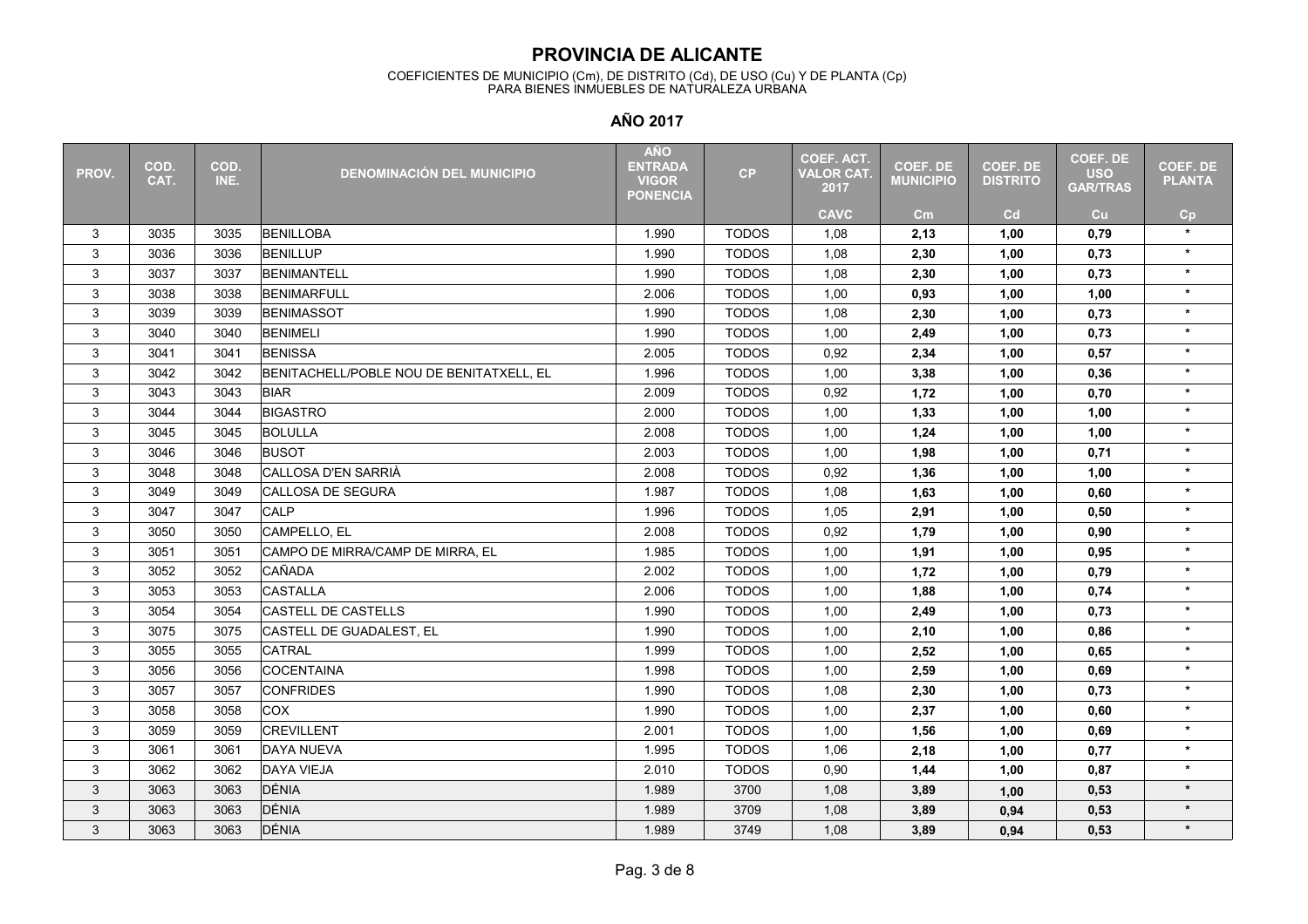# PROVINCIA DE ALICANTE

COEFICIENTES DE MUNICIPIO (Cm), DE DISTRITO (Cd), DE USO (Cu) Y DE PLANTA (Cp)
PARA BIENES INMUEBLES DE NATURALEZA URBANA

## AÑO 2017

| PROV. | COD. CAT. | COD. INE. | DENOMINACIÓN DEL MUNICIPIO | AÑO ENTRADA VIGOR PONENCIA | CP | COEF. ACT. VALOR CAT. 2017 | COEF. DE MUNICIPIO | COEF. DE DISTRITO | COEF. DE USO GAR/TRAS | COEF. DE PLANTA |
|---|---|---|---|---|---|---|---|---|---|---|
| | | | | | | CAVC | Cm | Cd | Cu | Cp |
| 3 | 3035 | 3035 | BENILLOBA | 1.990 | TODOS | 1,08 | **2,13** | **1,00** | **0,79** | * |
| 3 | 3036 | 3036 | BENILLUP | 1.990 | TODOS | 1,08 | **2,30** | **1,00** | **0,73** | * |
| 3 | 3037 | 3037 | BENIMANTELL | 1.990 | TODOS | 1,08 | **2,30** | **1,00** | **0,73** | * |
| 3 | 3038 | 3038 | BENIMARFULL | 2.006 | TODOS | 1,00 | **0,93** | **1,00** | **1,00** | * |
| 3 | 3039 | 3039 | BENIMASSOT | 1.990 | TODOS | 1,08 | **2,30** | **1,00** | **0,73** | * |
| 3 | 3040 | 3040 | BENIMELI | 1.990 | TODOS | 1,00 | **2,49** | **1,00** | **0,73** | * |
| 3 | 3041 | 3041 | BENISSA | 2.005 | TODOS | 0,92 | **2,34** | **1,00** | **0,57** | * |
| 3 | 3042 | 3042 | BENITACHELL/POBLE NOU DE BENITATXELL, EL | 1.996 | TODOS | 1,00 | **3,38** | **1,00** | **0,36** | * |
| 3 | 3043 | 3043 | BIAR | 2.009 | TODOS | 0,92 | **1,72** | **1,00** | **0,70** | * |
| 3 | 3044 | 3044 | BIGASTRO | 2.000 | TODOS | 1,00 | **1,33** | **1,00** | **1,00** | * |
| 3 | 3045 | 3045 | BOLULLA | 2.008 | TODOS | 1,00 | **1,24** | **1,00** | **1,00** | * |
| 3 | 3046 | 3046 | BUSOT | 2.003 | TODOS | 1,00 | **1,98** | **1,00** | **0,71** | * |
| 3 | 3048 | 3048 | CALLOSA D'EN SARRIÀ | 2.008 | TODOS | 0,92 | **1,36** | **1,00** | **1,00** | * |
| 3 | 3049 | 3049 | CALLOSA DE SEGURA | 1.987 | TODOS | 1,08 | **1,63** | **1,00** | **0,60** | * |
| 3 | 3047 | 3047 | CALP | 1.996 | TODOS | 1,05 | **2,91** | **1,00** | **0,50** | * |
| 3 | 3050 | 3050 | CAMPELLO, EL | 2.008 | TODOS | 0,92 | **1,79** | **1,00** | **0,90** | * |
| 3 | 3051 | 3051 | CAMPO DE MIRRA/CAMP DE MIRRA, EL | 1.985 | TODOS | 1,00 | **1,91** | **1,00** | **0,95** | * |
| 3 | 3052 | 3052 | CAÑADA | 2.002 | TODOS | 1,00 | **1,72** | **1,00** | **0,79** | * |
| 3 | 3053 | 3053 | CASTALLA | 2.006 | TODOS | 1,00 | **1,88** | **1,00** | **0,74** | * |
| 3 | 3054 | 3054 | CASTELL DE CASTELLS | 1.990 | TODOS | 1,00 | **2,49** | **1,00** | **0,73** | * |
| 3 | 3075 | 3075 | CASTELL DE GUADALEST, EL | 1.990 | TODOS | 1,00 | **2,10** | **1,00** | **0,86** | * |
| 3 | 3055 | 3055 | CATRAL | 1.999 | TODOS | 1,00 | **2,52** | **1,00** | **0,65** | * |
| 3 | 3056 | 3056 | COCENTAINA | 1.998 | TODOS | 1,00 | **2,59** | **1,00** | **0,69** | * |
| 3 | 3057 | 3057 | CONFRIDES | 1.990 | TODOS | 1,08 | **2,30** | **1,00** | **0,73** | * |
| 3 | 3058 | 3058 | COX | 1.990 | TODOS | 1,00 | **2,37** | **1,00** | **0,60** | * |
| 3 | 3059 | 3059 | CREVILLENT | 2.001 | TODOS | 1,00 | **1,56** | **1,00** | **0,69** | * |
| 3 | 3061 | 3061 | DAYA NUEVA | 1.995 | TODOS | 1,06 | **2,18** | **1,00** | **0,77** | * |
| 3 | 3062 | 3062 | DAYA VIEJA | 2.010 | TODOS | 0,90 | **1,44** | **1,00** | **0,87** | * |
| 3 | 3063 | 3063 | DÉNIA | 1.989 | 3700 | 1,08 | **3,89** | **1,00** | **0,53** | * |
| 3 | 3063 | 3063 | DÉNIA | 1.989 | 3709 | 1,08 | **3,89** | **0,94** | **0,53** | * |
| 3 | 3063 | 3063 | DÉNIA | 1.989 | 3749 | 1,08 | **3,89** | **0,94** | **0,53** | * |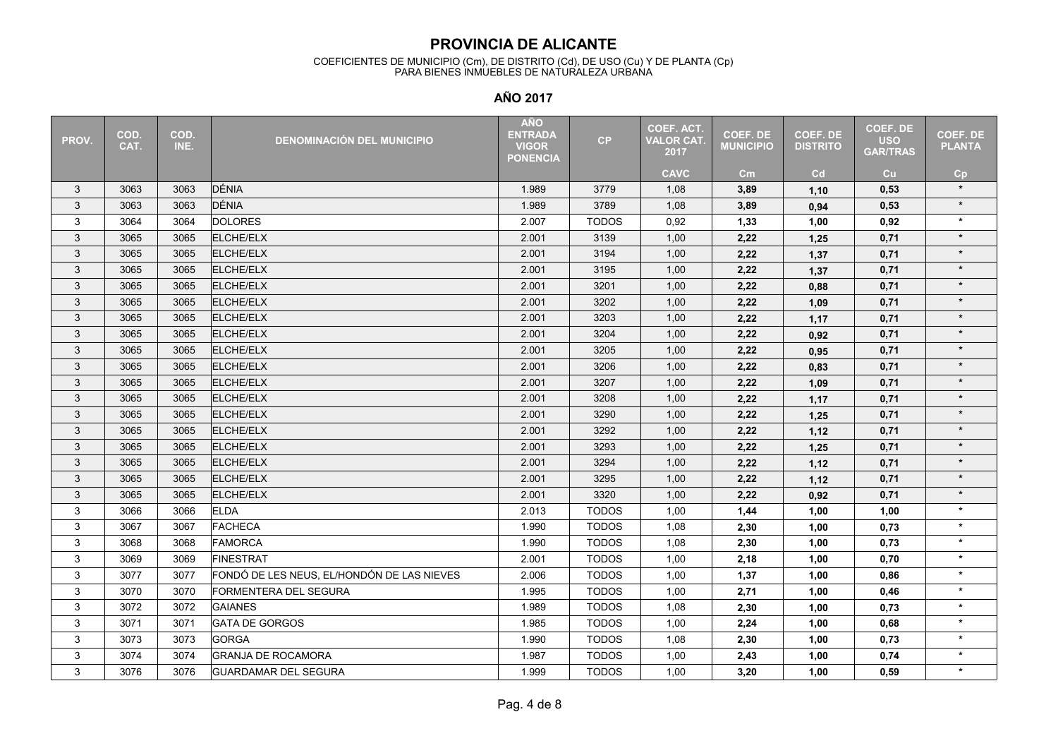# PROVINCIA DE ALICANTE

COEFICIENTES DE MUNICIPIO (Cm), DE DISTRITO (Cd), DE USO (Cu) Y DE PLANTA (Cp)
PARA BIENES INMUEBLES DE NATURALEZA URBANA

## AÑO 2017

| PROV. | COD. CAT. | COD. INE. | DENOMINACIÓN DEL MUNICIPIO | AÑO ENTRADA VIGOR PONENCIA | CP | COEF. ACT. VALOR CAT. 2017 | COEF. DE MUNICIPIO | COEF. DE DISTRITO | COEF. DE USO GAR/TRAS | COEF. DE PLANTA |
|---|---|---|---|---|---|---|---|---|---|---|
| | | | | | | CAVC | Cm | Cd | Cu | Cp |
| 3 | 3063 | 3063 | DÉNIA | 1.989 | 3779 | 1,08 | **3,89** | **1,10** | **0,53** | * |
| 3 | 3063 | 3063 | DÉNIA | 1.989 | 3789 | 1,08 | **3,89** | **0,94** | **0,53** | * |
| 3 | 3064 | 3064 | DOLORES | 2.007 | TODOS | 0,92 | **1,33** | **1,00** | **0,92** | * |
| 3 | 3065 | 3065 | ELCHE/ELX | 2.001 | 3139 | 1,00 | **2,22** | **1,25** | **0,71** | * |
| 3 | 3065 | 3065 | ELCHE/ELX | 2.001 | 3194 | 1,00 | **2,22** | **1,37** | **0,71** | * |
| 3 | 3065 | 3065 | ELCHE/ELX | 2.001 | 3195 | 1,00 | **2,22** | **1,37** | **0,71** | * |
| 3 | 3065 | 3065 | ELCHE/ELX | 2.001 | 3201 | 1,00 | **2,22** | **0,88** | **0,71** | * |
| 3 | 3065 | 3065 | ELCHE/ELX | 2.001 | 3202 | 1,00 | **2,22** | **1,09** | **0,71** | * |
| 3 | 3065 | 3065 | ELCHE/ELX | 2.001 | 3203 | 1,00 | **2,22** | **1,17** | **0,71** | * |
| 3 | 3065 | 3065 | ELCHE/ELX | 2.001 | 3204 | 1,00 | **2,22** | **0,92** | **0,71** | * |
| 3 | 3065 | 3065 | ELCHE/ELX | 2.001 | 3205 | 1,00 | **2,22** | **0,95** | **0,71** | * |
| 3 | 3065 | 3065 | ELCHE/ELX | 2.001 | 3206 | 1,00 | **2,22** | **0,83** | **0,71** | * |
| 3 | 3065 | 3065 | ELCHE/ELX | 2.001 | 3207 | 1,00 | **2,22** | **1,09** | **0,71** | * |
| 3 | 3065 | 3065 | ELCHE/ELX | 2.001 | 3208 | 1,00 | **2,22** | **1,17** | **0,71** | * |
| 3 | 3065 | 3065 | ELCHE/ELX | 2.001 | 3290 | 1,00 | **2,22** | **1,25** | **0,71** | * |
| 3 | 3065 | 3065 | ELCHE/ELX | 2.001 | 3292 | 1,00 | **2,22** | **1,12** | **0,71** | * |
| 3 | 3065 | 3065 | ELCHE/ELX | 2.001 | 3293 | 1,00 | **2,22** | **1,25** | **0,71** | * |
| 3 | 3065 | 3065 | ELCHE/ELX | 2.001 | 3294 | 1,00 | **2,22** | **1,12** | **0,71** | * |
| 3 | 3065 | 3065 | ELCHE/ELX | 2.001 | 3295 | 1,00 | **2,22** | **1,12** | **0,71** | * |
| 3 | 3065 | 3065 | ELCHE/ELX | 2.001 | 3320 | 1,00 | **2,22** | **0,92** | **0,71** | * |
| 3 | 3066 | 3066 | ELDA | 2.013 | TODOS | 1,00 | **1,44** | **1,00** | **1,00** | * |
| 3 | 3067 | 3067 | FACHECA | 1.990 | TODOS | 1,08 | **2,30** | **1,00** | **0,73** | * |
| 3 | 3068 | 3068 | FAMORCA | 1.990 | TODOS | 1,08 | **2,30** | **1,00** | **0,73** | * |
| 3 | 3069 | 3069 | FINESTRAT | 2.001 | TODOS | 1,00 | **2,18** | **1,00** | **0,70** | * |
| 3 | 3077 | 3077 | FONDÓ DE LES NEUS, EL/HONDÓN DE LAS NIEVES | 2.006 | TODOS | 1,00 | **1,37** | **1,00** | **0,86** | * |
| 3 | 3070 | 3070 | FORMENTERA DEL SEGURA | 1.995 | TODOS | 1,00 | **2,71** | **1,00** | **0,46** | * |
| 3 | 3072 | 3072 | GAIANES | 1.989 | TODOS | 1,08 | **2,30** | **1,00** | **0,73** | * |
| 3 | 3071 | 3071 | GATA DE GORGOS | 1.985 | TODOS | 1,00 | **2,24** | **1,00** | **0,68** | * |
| 3 | 3073 | 3073 | GORGA | 1.990 | TODOS | 1,08 | **2,30** | **1,00** | **0,73** | * |
| 3 | 3074 | 3074 | GRANJA DE ROCAMORA | 1.987 | TODOS | 1,00 | **2,43** | **1,00** | **0,74** | * |
| 3 | 3076 | 3076 | GUARDAMAR DEL SEGURA | 1.999 | TODOS | 1,00 | **3,20** | **1,00** | **0,59** | * |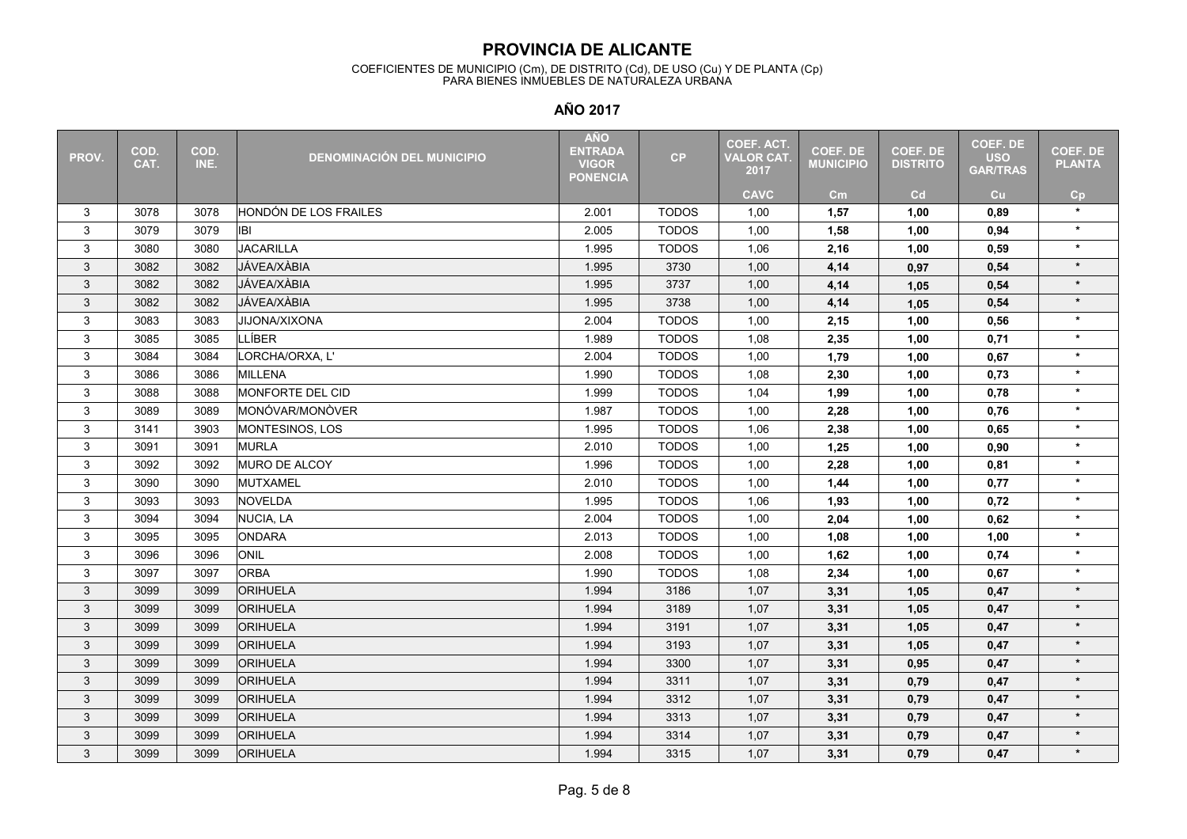# PROVINCIA DE ALICANTE

COEFICIENTES DE MUNICIPIO (Cm), DE DISTRITO (Cd), DE USO (Cu) Y DE PLANTA (Cp)
PARA BIENES INMUEBLES DE NATURALEZA URBANA

## AÑO 2017

| PROV. | COD. CAT. | COD. INE. | DENOMINACIÓN DEL MUNICIPIO | AÑO ENTRADA VIGOR PONENCIA | CP | COEF. ACT. VALOR CAT. 2017 | COEF. DE MUNICIPIO | COEF. DE DISTRITO | COEF. DE USO GAR/TRAS | COEF. DE PLANTA |
|---|---|---|---|---|---|---|---|---|---|---|
| | | | | | | CAVC | Cm | Cd | Cu | Cp |
| 3 | 3078 | 3078 | HONDÓN DE LOS FRAILES | 2.001 | TODOS | 1,00 | **1,57** | **1,00** | **0,89** | * |
| 3 | 3079 | 3079 | IBI | 2.005 | TODOS | 1,00 | **1,58** | **1,00** | **0,94** | * |
| 3 | 3080 | 3080 | JACARILLA | 1.995 | TODOS | 1,06 | **2,16** | **1,00** | **0,59** | * |
| 3 | 3082 | 3082 | JÁVEA/XÀBIA | 1.995 | 3730 | 1,00 | **4,14** | **0,97** | **0,54** | * |
| 3 | 3082 | 3082 | JÁVEA/XÀBIA | 1.995 | 3737 | 1,00 | **4,14** | **1,05** | **0,54** | * |
| 3 | 3082 | 3082 | JÁVEA/XÀBIA | 1.995 | 3738 | 1,00 | **4,14** | **1,05** | **0,54** | * |
| 3 | 3083 | 3083 | JIJONA/XIXONA | 2.004 | TODOS | 1,00 | **2,15** | **1,00** | **0,56** | * |
| 3 | 3085 | 3085 | LLÍBER | 1.989 | TODOS | 1,08 | **2,35** | **1,00** | **0,71** | * |
| 3 | 3084 | 3084 | LORCHA/ORXA, L' | 2.004 | TODOS | 1,00 | **1,79** | **1,00** | **0,67** | * |
| 3 | 3086 | 3086 | MILLENA | 1.990 | TODOS | 1,08 | **2,30** | **1,00** | **0,73** | * |
| 3 | 3088 | 3088 | MONFORTE DEL CID | 1.999 | TODOS | 1,04 | **1,99** | **1,00** | **0,78** | * |
| 3 | 3089 | 3089 | MONÓVAR/MONÒVER | 1.987 | TODOS | 1,00 | **2,28** | **1,00** | **0,76** | * |
| 3 | 3141 | 3903 | MONTESINOS, LOS | 1.995 | TODOS | 1,06 | **2,38** | **1,00** | **0,65** | * |
| 3 | 3091 | 3091 | MURLA | 2.010 | TODOS | 1,00 | **1,25** | **1,00** | **0,90** | * |
| 3 | 3092 | 3092 | MURO DE ALCOY | 1.996 | TODOS | 1,00 | **2,28** | **1,00** | **0,81** | * |
| 3 | 3090 | 3090 | MUTXAMEL | 2.010 | TODOS | 1,00 | **1,44** | **1,00** | **0,77** | * |
| 3 | 3093 | 3093 | NOVELDA | 1.995 | TODOS | 1,06 | **1,93** | **1,00** | **0,72** | * |
| 3 | 3094 | 3094 | NUCIA, LA | 2.004 | TODOS | 1,00 | **2,04** | **1,00** | **0,62** | * |
| 3 | 3095 | 3095 | ONDARA | 2.013 | TODOS | 1,00 | **1,08** | **1,00** | **1,00** | * |
| 3 | 3096 | 3096 | ONIL | 2.008 | TODOS | 1,00 | **1,62** | **1,00** | **0,74** | * |
| 3 | 3097 | 3097 | ORBA | 1.990 | TODOS | 1,08 | **2,34** | **1,00** | **0,67** | * |
| 3 | 3099 | 3099 | ORIHUELA | 1.994 | 3186 | 1,07 | **3,31** | **1,05** | **0,47** | * |
| 3 | 3099 | 3099 | ORIHUELA | 1.994 | 3189 | 1,07 | **3,31** | **1,05** | **0,47** | * |
| 3 | 3099 | 3099 | ORIHUELA | 1.994 | 3191 | 1,07 | **3,31** | **1,05** | **0,47** | * |
| 3 | 3099 | 3099 | ORIHUELA | 1.994 | 3193 | 1,07 | **3,31** | **1,05** | **0,47** | * |
| 3 | 3099 | 3099 | ORIHUELA | 1.994 | 3300 | 1,07 | **3,31** | **0,95** | **0,47** | * |
| 3 | 3099 | 3099 | ORIHUELA | 1.994 | 3311 | 1,07 | **3,31** | **0,79** | **0,47** | * |
| 3 | 3099 | 3099 | ORIHUELA | 1.994 | 3312 | 1,07 | **3,31** | **0,79** | **0,47** | * |
| 3 | 3099 | 3099 | ORIHUELA | 1.994 | 3313 | 1,07 | **3,31** | **0,79** | **0,47** | * |
| 3 | 3099 | 3099 | ORIHUELA | 1.994 | 3314 | 1,07 | **3,31** | **0,79** | **0,47** | * |
| 3 | 3099 | 3099 | ORIHUELA | 1.994 | 3315 | 1,07 | **3,31** | **0,79** | **0,47** | * |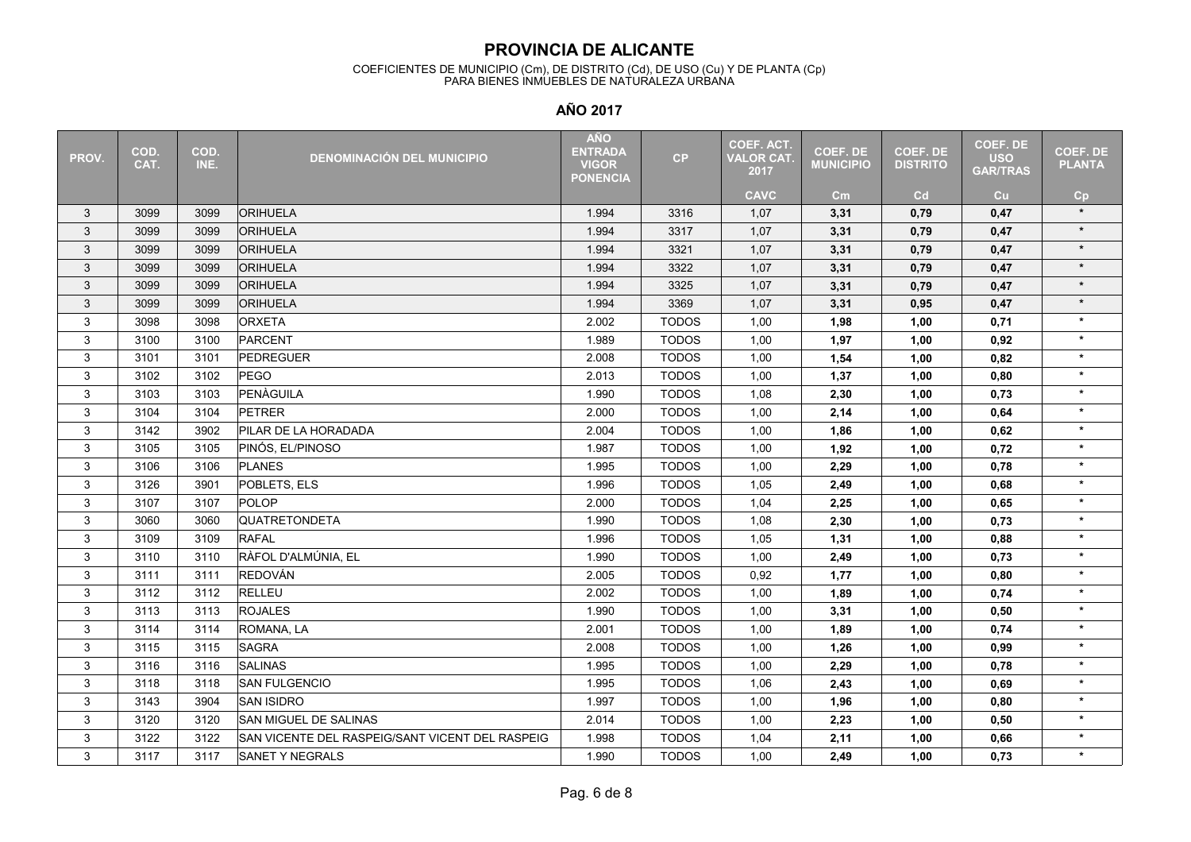# PROVINCIA DE ALICANTE

COEFICIENTES DE MUNICIPIO (Cm), DE DISTRITO (Cd), DE USO (Cu) Y DE PLANTA (Cp)
PARA BIENES INMUEBLES DE NATURALEZA URBANA

## AÑO 2017

| PROV. | COD. CAT. | COD. INE. | DENOMINACIÓN DEL MUNICIPIO | AÑO ENTRADA VIGOR PONENCIA | CP | COEF. ACT. VALOR CAT. 2017 | COEF. DE MUNICIPIO | COEF. DE DISTRITO | COEF. DE USO GAR/TRAS | COEF. DE PLANTA |
|---|---|---|---|---|---|---|---|---|---|---|
| | | | | | | CAVC | Cm | Cd | Cu | Cp |
| 3 | 3099 | 3099 | ORIHUELA | 1.994 | 3316 | 1,07 | **3,31** | **0,79** | **0,47** | * |
| 3 | 3099 | 3099 | ORIHUELA | 1.994 | 3317 | 1,07 | **3,31** | **0,79** | **0,47** | * |
| 3 | 3099 | 3099 | ORIHUELA | 1.994 | 3321 | 1,07 | **3,31** | **0,79** | **0,47** | * |
| 3 | 3099 | 3099 | ORIHUELA | 1.994 | 3322 | 1,07 | **3,31** | **0,79** | **0,47** | * |
| 3 | 3099 | 3099 | ORIHUELA | 1.994 | 3325 | 1,07 | **3,31** | **0,79** | **0,47** | * |
| 3 | 3099 | 3099 | ORIHUELA | 1.994 | 3369 | 1,07 | **3,31** | **0,95** | **0,47** | * |
| 3 | 3098 | 3098 | ORXETA | 2.002 | TODOS | 1,00 | **1,98** | **1,00** | **0,71** | * |
| 3 | 3100 | 3100 | PARCENT | 1.989 | TODOS | 1,00 | **1,97** | **1,00** | **0,92** | * |
| 3 | 3101 | 3101 | PEDREGUER | 2.008 | TODOS | 1,00 | **1,54** | **1,00** | **0,82** | * |
| 3 | 3102 | 3102 | PEGO | 2.013 | TODOS | 1,00 | **1,37** | **1,00** | **0,80** | * |
| 3 | 3103 | 3103 | PENÀGUILA | 1.990 | TODOS | 1,08 | **2,30** | **1,00** | **0,73** | * |
| 3 | 3104 | 3104 | PETRER | 2.000 | TODOS | 1,00 | **2,14** | **1,00** | **0,64** | * |
| 3 | 3142 | 3902 | PILAR DE LA HORADADA | 2.004 | TODOS | 1,00 | **1,86** | **1,00** | **0,62** | * |
| 3 | 3105 | 3105 | PINÓS, EL/PINOSO | 1.987 | TODOS | 1,00 | **1,92** | **1,00** | **0,72** | * |
| 3 | 3106 | 3106 | PLANES | 1.995 | TODOS | 1,00 | **2,29** | **1,00** | **0,78** | * |
| 3 | 3126 | 3901 | POBLETS, ELS | 1.996 | TODOS | 1,05 | **2,49** | **1,00** | **0,68** | * |
| 3 | 3107 | 3107 | POLOP | 2.000 | TODOS | 1,04 | **2,25** | **1,00** | **0,65** | * |
| 3 | 3060 | 3060 | QUATRETONDETA | 1.990 | TODOS | 1,08 | **2,30** | **1,00** | **0,73** | * |
| 3 | 3109 | 3109 | RAFAL | 1.996 | TODOS | 1,05 | **1,31** | **1,00** | **0,88** | * |
| 3 | 3110 | 3110 | RÀFOL D'ALMÚNIA, EL | 1.990 | TODOS | 1,00 | **2,49** | **1,00** | **0,73** | * |
| 3 | 3111 | 3111 | REDOVÁN | 2.005 | TODOS | 0,92 | **1,77** | **1,00** | **0,80** | * |
| 3 | 3112 | 3112 | RELLEU | 2.002 | TODOS | 1,00 | **1,89** | **1,00** | **0,74** | * |
| 3 | 3113 | 3113 | ROJALES | 1.990 | TODOS | 1,00 | **3,31** | **1,00** | **0,50** | * |
| 3 | 3114 | 3114 | ROMANA, LA | 2.001 | TODOS | 1,00 | **1,89** | **1,00** | **0,74** | * |
| 3 | 3115 | 3115 | SAGRA | 2.008 | TODOS | 1,00 | **1,26** | **1,00** | **0,99** | * |
| 3 | 3116 | 3116 | SALINAS | 1.995 | TODOS | 1,00 | **2,29** | **1,00** | **0,78** | * |
| 3 | 3118 | 3118 | SAN FULGENCIO | 1.995 | TODOS | 1,06 | **2,43** | **1,00** | **0,69** | * |
| 3 | 3143 | 3904 | SAN ISIDRO | 1.997 | TODOS | 1,00 | **1,96** | **1,00** | **0,80** | * |
| 3 | 3120 | 3120 | SAN MIGUEL DE SALINAS | 2.014 | TODOS | 1,00 | **2,23** | **1,00** | **0,50** | * |
| 3 | 3122 | 3122 | SAN VICENTE DEL RASPEIG/SANT VICENT DEL RASPEIG | 1.998 | TODOS | 1,04 | **2,11** | **1,00** | **0,66** | * |
| 3 | 3117 | 3117 | SANET Y NEGRALS | 1.990 | TODOS | 1,00 | **2,49** | **1,00** | **0,73** | * |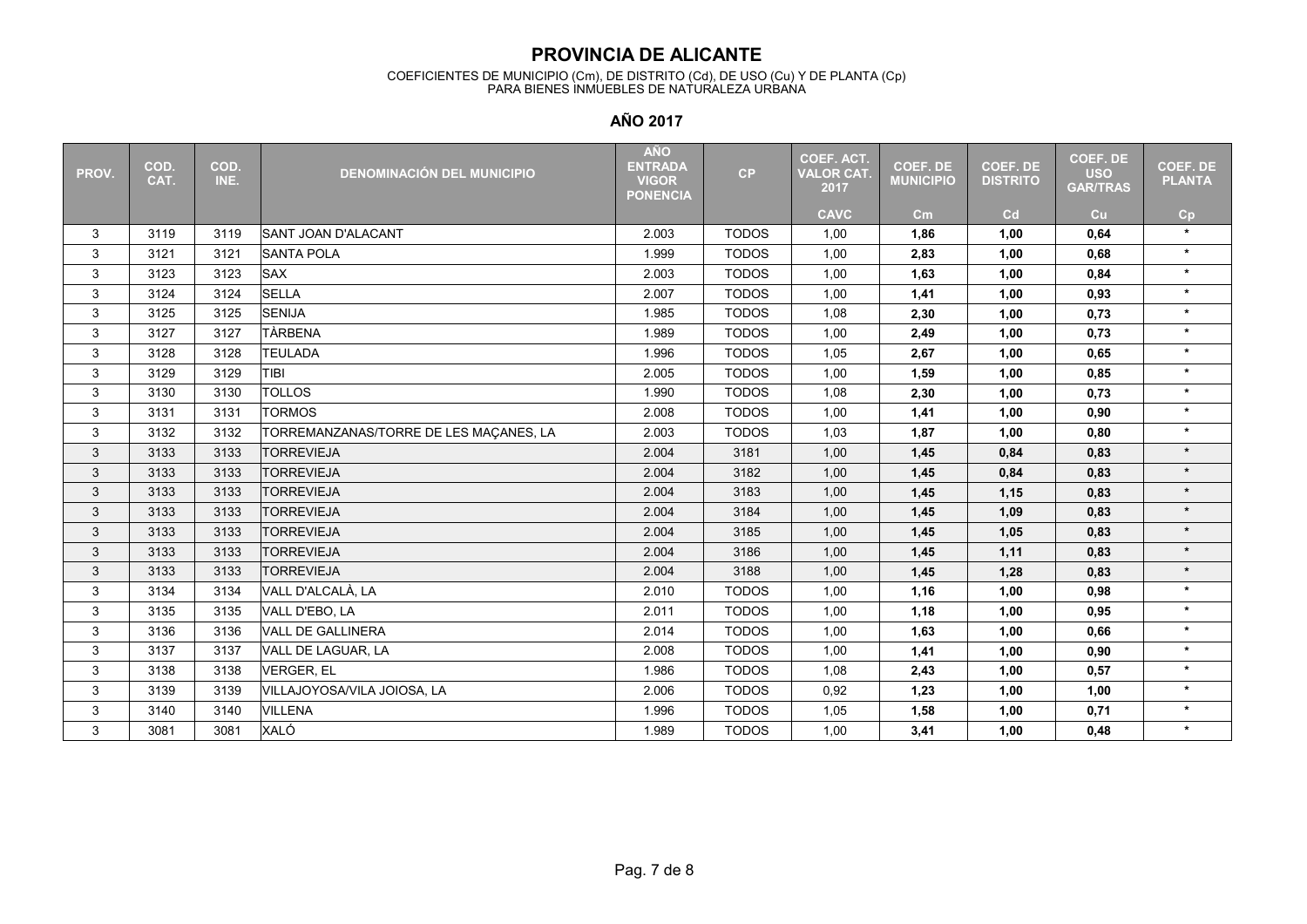# PROVINCIA DE ALICANTE

COEFICIENTES DE MUNICIPIO (Cm), DE DISTRITO (Cd), DE USO (Cu) Y DE PLANTA (Cp)
PARA BIENES INMUEBLES DE NATURALEZA URBANA

## AÑO 2017

| PROV. | COD. CAT. | COD. INE. | DENOMINACIÓN DEL MUNICIPIO | AÑO ENTRADA VIGOR PONENCIA | CP | COEF. ACT. VALOR CAT. 2017 | COEF. DE MUNICIPIO | COEF. DE DISTRITO | COEF. DE USO GAR/TRAS | COEF. DE PLANTA |
|---|---|---|---|---|---|---|---|---|---|---|
| | | | | | | CAVC | Cm | Cd | Cu | Cp |
| 3 | 3119 | 3119 | SANT JOAN D'ALACANT | 2.003 | TODOS | 1,00 | **1,86** | **1,00** | **0,64** | * |
| 3 | 3121 | 3121 | SANTA POLA | 1.999 | TODOS | 1,00 | **2,83** | **1,00** | **0,68** | * |
| 3 | 3123 | 3123 | SAX | 2.003 | TODOS | 1,00 | **1,63** | **1,00** | **0,84** | * |
| 3 | 3124 | 3124 | SELLA | 2.007 | TODOS | 1,00 | **1,41** | **1,00** | **0,93** | * |
| 3 | 3125 | 3125 | SENIJA | 1.985 | TODOS | 1,08 | **2,30** | **1,00** | **0,73** | * |
| 3 | 3127 | 3127 | TÀRBENA | 1.989 | TODOS | 1,00 | **2,49** | **1,00** | **0,73** | * |
| 3 | 3128 | 3128 | TEULADA | 1.996 | TODOS | 1,05 | **2,67** | **1,00** | **0,65** | * |
| 3 | 3129 | 3129 | TIBI | 2.005 | TODOS | 1,00 | **1,59** | **1,00** | **0,85** | * |
| 3 | 3130 | 3130 | TOLLOS | 1.990 | TODOS | 1,08 | **2,30** | **1,00** | **0,73** | * |
| 3 | 3131 | 3131 | TORMOS | 2.008 | TODOS | 1,00 | **1,41** | **1,00** | **0,90** | * |
| 3 | 3132 | 3132 | TORREMANZANAS/TORRE DE LES MAÇANES, LA | 2.003 | TODOS | 1,03 | **1,87** | **1,00** | **0,80** | * |
| 3 | 3133 | 3133 | TORREVIEJA | 2.004 | 3181 | 1,00 | **1,45** | **0,84** | **0,83** | * |
| 3 | 3133 | 3133 | TORREVIEJA | 2.004 | 3182 | 1,00 | **1,45** | **0,84** | **0,83** | * |
| 3 | 3133 | 3133 | TORREVIEJA | 2.004 | 3183 | 1,00 | **1,45** | **1,15** | **0,83** | * |
| 3 | 3133 | 3133 | TORREVIEJA | 2.004 | 3184 | 1,00 | **1,45** | **1,09** | **0,83** | * |
| 3 | 3133 | 3133 | TORREVIEJA | 2.004 | 3185 | 1,00 | **1,45** | **1,05** | **0,83** | * |
| 3 | 3133 | 3133 | TORREVIEJA | 2.004 | 3186 | 1,00 | **1,45** | **1,11** | **0,83** | * |
| 3 | 3133 | 3133 | TORREVIEJA | 2.004 | 3188 | 1,00 | **1,45** | **1,28** | **0,83** | * |
| 3 | 3134 | 3134 | VALL D'ALCALÀ, LA | 2.010 | TODOS | 1,00 | **1,16** | **1,00** | **0,98** | * |
| 3 | 3135 | 3135 | VALL D'EBO, LA | 2.011 | TODOS | 1,00 | **1,18** | **1,00** | **0,95** | * |
| 3 | 3136 | 3136 | VALL DE GALLINERA | 2.014 | TODOS | 1,00 | **1,63** | **1,00** | **0,66** | * |
| 3 | 3137 | 3137 | VALL DE LAGUAR, LA | 2.008 | TODOS | 1,00 | **1,41** | **1,00** | **0,90** | * |
| 3 | 3138 | 3138 | VERGER, EL | 1.986 | TODOS | 1,08 | **2,43** | **1,00** | **0,57** | * |
| 3 | 3139 | 3139 | VILLAJOYOSA/VILA JOIOSA, LA | 2.006 | TODOS | 0,92 | **1,23** | **1,00** | **1,00** | * |
| 3 | 3140 | 3140 | VILLENA | 1.996 | TODOS | 1,05 | **1,58** | **1,00** | **0,71** | * |
| 3 | 3081 | 3081 | XALÓ | 1.989 | TODOS | 1,00 | **3,41** | **1,00** | **0,48** | * |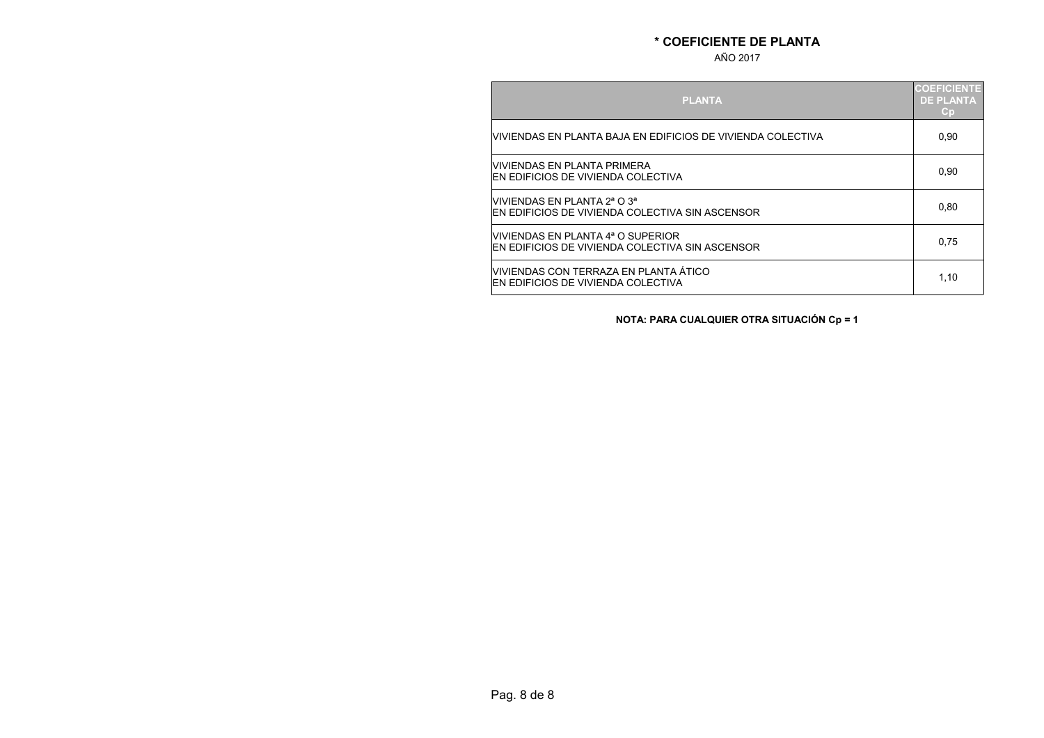# * COEFICIENTE DE PLANTA

AÑO 2017

| PLANTA | COEFICIENTE DE PLANTA Cp |
|---|---|
| VIVIENDAS EN PLANTA BAJA EN EDIFICIOS DE VIVIENDA COLECTIVA | 0,90 |
| VIVIENDAS EN PLANTA PRIMERA EN EDIFICIOS DE VIVIENDA COLECTIVA | 0,90 |
| VIVIENDAS EN PLANTA 2ª O 3ª EN EDIFICIOS DE VIVIENDA COLECTIVA SIN ASCENSOR | 0,80 |
| VIVIENDAS EN PLANTA 4ª O SUPERIOR EN EDIFICIOS DE VIVIENDA COLECTIVA SIN ASCENSOR | 0,75 |
| VIVIENDAS CON TERRAZA EN PLANTA ÁTICO EN EDIFICIOS DE VIVIENDA COLECTIVA | 1,10 |

**NOTA: PARA CUALQUIER OTRA SITUACIÓN Cp = 1**